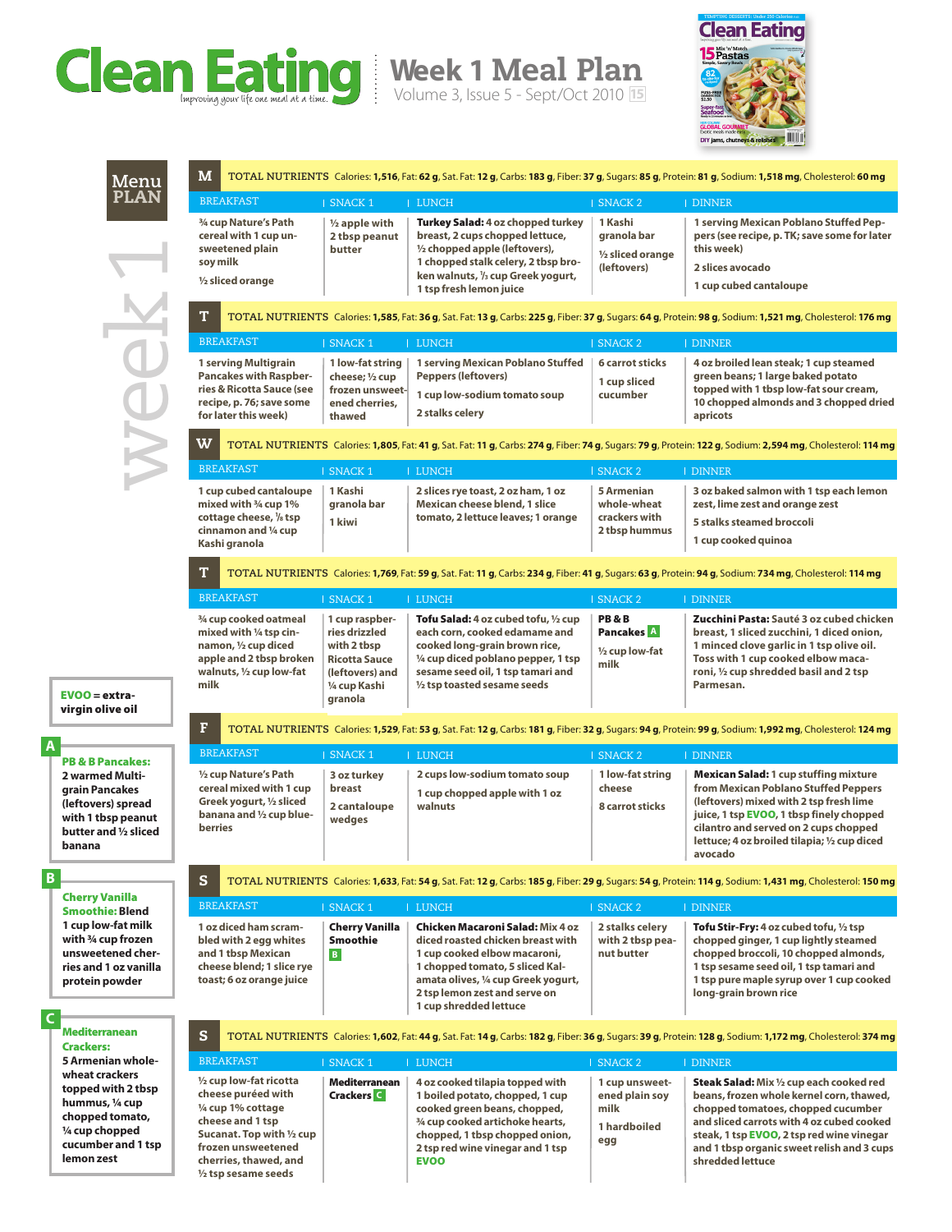# Clean Eating

*Improving your life one meal at a time.*

## Week 1 Meal Plan

Volume 3, Issue 5 - Sept/Oct 2010

## Menu PLAN — week 1

**EVOO** = extra-virgin olive oil

**A — PB & B Pancakes:** 2 warmed Multigrain Pancakes (leftovers) spread with 1 tbsp peanut butter and ½ sliced banana

**B — Cherry Vanilla Smoothie:** Blend 1 cup low-fat milk with ¾ cup frozen unsweetened cherries and 1 oz vanilla protein powder

**C — Mediterranean Crackers:** 5 Armenian whole-wheat crackers topped with 2 tbsp hummus, ¼ cup chopped tomato, ¼ cup chopped cucumber and 1 tsp lemon zest

### M

TOTAL NUTRIENTS Calories: **1,516**, Fat: **62 g**, Sat. Fat: **12 g**, Carbs: **183 g**, Fiber: **37 g**, Sugars: **85 g**, Protein: **81 g**, Sodium: **1,518 mg**, Cholesterol: **60 mg**

| BREAKFAST | SNACK 1 | LUNCH | SNACK 2 | DINNER |
|---|---|---|---|---|
| ¾ cup Nature's Path cereal with 1 cup unsweetened plain soy milk<br>½ sliced orange | ½ apple with 2 tbsp peanut butter | **Turkey Salad:** 4 oz chopped turkey breast, 2 cups chopped lettuce, ½ chopped apple (leftovers), 1 chopped stalk celery, 2 tbsp broken walnuts, ⅓ cup Greek yogurt, 1 tsp fresh lemon juice | 1 Kashi granola bar<br>½ sliced orange (leftovers) | 1 serving Mexican Poblano Stuffed Peppers (see recipe, p. TK; save some for later this week)<br>2 slices avocado<br>1 cup cubed cantaloupe |

### T

TOTAL NUTRIENTS Calories: **1,585**, Fat: **36 g**, Sat. Fat: **13 g**, Carbs: **225 g**, Fiber: **37 g**, Sugars: **64 g**, Protein: **98 g**, Sodium: **1,521 mg**, Cholesterol: **176 mg**

| BREAKFAST | SNACK 1 | LUNCH | SNACK 2 | DINNER |
|---|---|---|---|---|
| 1 serving Multigrain Pancakes with Raspberries & Ricotta Sauce (see recipe, p. 76; save some for later this week) | 1 low-fat string cheese; ½ cup frozen unsweetened cherries, thawed | 1 serving Mexican Poblano Stuffed Peppers (leftovers)<br>1 cup low-sodium tomato soup<br>2 stalks celery | 6 carrot sticks<br>1 cup sliced cucumber | 4 oz broiled lean steak; 1 cup steamed green beans; 1 large baked potato topped with 1 tbsp low-fat sour cream, 10 chopped almonds and 3 chopped dried apricots |

### W

TOTAL NUTRIENTS Calories: **1,805**, Fat: **41 g**, Sat. Fat: **11 g**, Carbs: **274 g**, Fiber: **74 g**, Sugars: **79 g**, Protein: **122 g**, Sodium: **2,594 mg**, Cholesterol: **114 mg**

| BREAKFAST | SNACK 1 | LUNCH | SNACK 2 | DINNER |
|---|---|---|---|---|
| 1 cup cubed cantaloupe mixed with ¾ cup 1% cottage cheese, ⅛ tsp cinnamon and ¼ cup Kashi granola | 1 Kashi granola bar<br>1 kiwi | 2 slices rye toast, 2 oz ham, 1 oz Mexican cheese blend, 1 slice tomato, 2 lettuce leaves; 1 orange | 5 Armenian whole-wheat crackers with 2 tbsp hummus | 3 oz baked salmon with 1 tsp each lemon zest, lime zest and orange zest<br>5 stalks steamed broccoli<br>1 cup cooked quinoa |

### T

TOTAL NUTRIENTS Calories: **1,769**, Fat: **59 g**, Sat. Fat: **11 g**, Carbs: **234 g**, Fiber: **41 g**, Sugars: **63 g**, Protein: **94 g**, Sodium: **734 mg**, Cholesterol: **114 mg**

| BREAKFAST | SNACK 1 | LUNCH | SNACK 2 | DINNER |
|---|---|---|---|---|
| ¾ cup cooked oatmeal mixed with ¼ tsp cinnamon, ½ cup diced apple and 2 tbsp broken walnuts, ½ cup low-fat milk | 1 cup raspberries drizzled with 2 tbsp Ricotta Sauce (leftovers) and ¼ cup Kashi granola | **Tofu Salad:** 4 oz cubed tofu, ½ cup each corn, cooked edamame and cooked long-grain brown rice, ¼ cup diced poblano pepper, 1 tsp sesame seed oil, 1 tsp tamari and ½ tsp toasted sesame seeds | **PB & B Pancakes** A<br>½ cup low-fat milk | **Zucchini Pasta:** Sauté 3 oz cubed chicken breast, 1 sliced zucchini, 1 diced onion, 1 minced clove garlic in 1 tsp olive oil. Toss with 1 cup cooked elbow macaroni, ½ cup shredded basil and 2 tsp Parmesan. |

### F

TOTAL NUTRIENTS Calories: **1,529**, Fat: **53 g**, Sat. Fat: **12 g**, Carbs: **181 g**, Fiber: **32 g**, Sugars: **94 g**, Protein: **99 g**, Sodium: **1,992 mg**, Cholesterol: **124 mg**

| BREAKFAST | SNACK 1 | LUNCH | SNACK 2 | DINNER |
|---|---|---|---|---|
| ½ cup Nature's Path cereal mixed with 1 cup Greek yogurt, ½ sliced banana and ½ cup blueberries | 3 oz turkey breast<br>2 cantaloupe wedges | 2 cups low-sodium tomato soup<br>1 cup chopped apple with 1 oz walnuts | 1 low-fat string cheese<br>8 carrot sticks | **Mexican Salad:** 1 cup stuffing mixture from Mexican Poblano Stuffed Peppers (leftovers) mixed with 2 tsp fresh lime juice, 1 tsp **EVOO**, 1 tbsp finely chopped cilantro and served on 2 cups chopped lettuce; 4 oz broiled tilapia; ½ cup diced avocado |

### S

TOTAL NUTRIENTS Calories: **1,633**, Fat: **54 g**, Sat. Fat: **12 g**, Carbs: **185 g**, Fiber: **29 g**, Sugars: **54 g**, Protein: **114 g**, Sodium: **1,431 mg**, Cholesterol: **150 mg**

| BREAKFAST | SNACK 1 | LUNCH | SNACK 2 | DINNER |
|---|---|---|---|---|
| 1 oz diced ham scrambled with 2 egg whites and 1 tbsp Mexican cheese blend; 1 slice rye toast; 6 oz orange juice | **Cherry Vanilla Smoothie** B | **Chicken Macaroni Salad:** Mix 4 oz diced roasted chicken breast with 1 cup cooked elbow macaroni, 1 chopped tomato, 5 sliced Kalamata olives, ¼ cup Greek yogurt, 2 tsp lemon zest and serve on 1 cup shredded lettuce | 2 stalks celery with 2 tbsp peanut butter | **Tofu Stir-Fry:** 4 oz cubed tofu, ½ tsp chopped ginger, 1 cup lightly steamed chopped broccoli, 10 chopped almonds, 1 tsp sesame seed oil, 1 tsp tamari and 1 tsp pure maple syrup over 1 cup cooked long-grain brown rice |

### S

TOTAL NUTRIENTS Calories: **1,602**, Fat: **44 g**, Sat. Fat: **14 g**, Carbs: **182 g**, Fiber: **36 g**, Sugars: **39 g**, Protein: **128 g**, Sodium: **1,172 mg**, Cholesterol: **374 mg**

| BREAKFAST | SNACK 1 | LUNCH | SNACK 2 | DINNER |
|---|---|---|---|---|
| ½ cup low-fat ricotta cheese puréed with ¼ cup 1% cottage cheese and 1 tsp Sucanat. Top with ½ cup frozen unsweetened cherries, thawed, and ½ tsp sesame seeds | **Mediterranean Crackers** C | 4 oz cooked tilapia topped with 1 boiled potato, chopped, 1 cup cooked green beans, chopped, ¾ cup cooked artichoke hearts, chopped, 1 tbsp chopped onion, 2 tsp red wine vinegar and 1 tsp **EVOO** | 1 cup unsweetened plain soy milk<br>1 hardboiled egg | **Steak Salad:** Mix ½ cup each cooked red beans, frozen whole kernel corn, thawed, chopped tomatoes, chopped cucumber and sliced carrots with 4 oz cubed cooked steak, 1 tsp **EVOO**, 2 tsp red wine vinegar and 1 tbsp organic sweet relish and 3 cups shredded lettuce |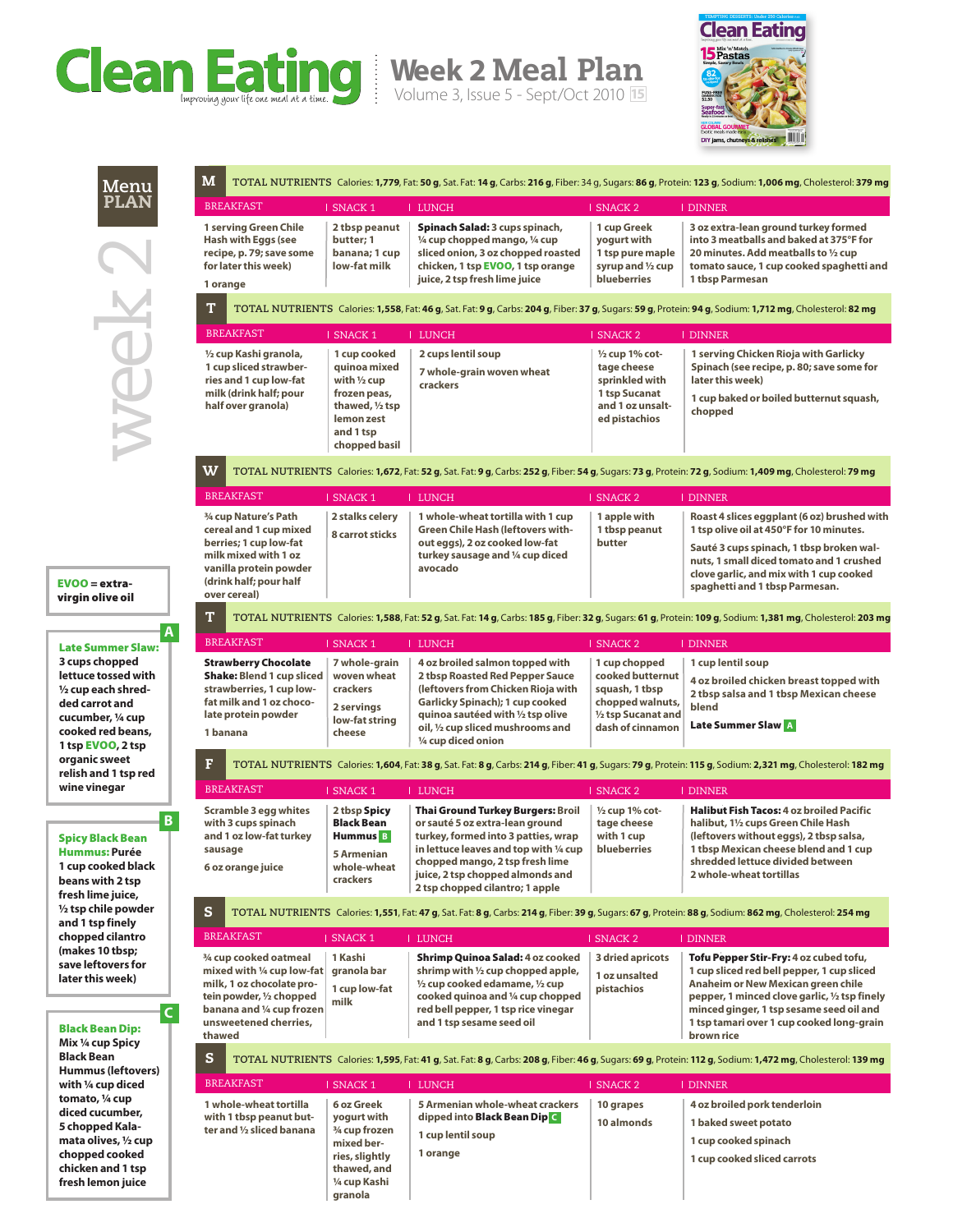# Clean Eating — Week 2 Meal Plan

Improving your life one meal at a time.

Volume 3, Issue 5 - Sept/Oct 2010

## Menu PLAN — week 2

**EVOO** = extra-virgin olive oil

**A — Late Summer Slaw:** 3 cups chopped lettuce tossed with ½ cup each shredded carrot and cucumber, ¼ cup cooked red beans, 1 tsp EVOO, 2 tsp organic sweet relish and 1 tsp red wine vinegar

**B — Spicy Black Bean Hummus:** Purée 1 cup cooked black beans with 2 tsp fresh lime juice, ½ tsp chile powder and 1 tsp finely chopped cilantro (makes 10 tbsp; save leftovers for later this week)

**C — Black Bean Dip:** Mix ¼ cup Spicy Black Bean Hummus (leftovers) with ¼ cup diced tomato, ¼ cup diced cucumber, 5 chopped Kalamata olives, ½ cup chopped cooked chicken and 1 tsp fresh lemon juice

### M

TOTAL NUTRIENTS Calories: **1,779**, Fat: **50 g**, Sat. Fat: **14 g**, Carbs: **216 g**, Fiber: 34 g, Sugars: **86 g**, Protein: **123 g**, Sodium: **1,006 mg**, Cholesterol: **379 mg**

| BREAKFAST | SNACK 1 | LUNCH | SNACK 2 | DINNER |
|---|---|---|---|---|
| 1 serving Green Chile Hash with Eggs (see recipe, p. 79; save some for later this week)<br>1 orange | 2 tbsp peanut butter; 1 banana; 1 cup low-fat milk | **Spinach Salad:** 3 cups spinach, ¼ cup chopped mango, ¼ cup sliced onion, 3 oz chopped roasted chicken, 1 tsp EVOO, 1 tsp orange juice, 2 tsp fresh lime juice | 1 cup Greek yogurt with 1 tsp pure maple syrup and ½ cup blueberries | 3 oz extra-lean ground turkey formed into 3 meatballs and baked at 375°F for 20 minutes. Add meatballs to ½ cup tomato sauce, 1 cup cooked spaghetti and 1 tbsp Parmesan |

### T

TOTAL NUTRIENTS Calories: **1,558**, Fat: **46 g**, Sat. Fat: **9 g**, Carbs: **204 g**, Fiber: **37 g**, Sugars: **59 g**, Protein: **94 g**, Sodium: **1,712 mg**, Cholesterol: **82 mg**

| BREAKFAST | SNACK 1 | LUNCH | SNACK 2 | DINNER |
|---|---|---|---|---|
| ½ cup Kashi granola, 1 cup sliced strawberries and 1 cup low-fat milk (drink half; pour half over granola) | 1 cup cooked quinoa mixed with ½ cup frozen peas, thawed, ½ tsp lemon zest and 1 tsp chopped basil | 2 cups lentil soup<br>7 whole-grain woven wheat crackers | ½ cup 1% cottage cheese sprinkled with 1 tsp Sucanat and 1 oz unsalted pistachios | 1 serving Chicken Rioja with Garlicky Spinach (see recipe, p. 80; save some for later this week)<br>1 cup baked or boiled butternut squash, chopped |

### W

TOTAL NUTRIENTS Calories: **1,672**, Fat: **52 g**, Sat. Fat: **9 g**, Carbs: **252 g**, Fiber: **54 g**, Sugars: **73 g**, Protein: **72 g**, Sodium: **1,409 mg**, Cholesterol: **79 mg**

| BREAKFAST | SNACK 1 | LUNCH | SNACK 2 | DINNER |
|---|---|---|---|---|
| ¾ cup Nature's Path cereal and 1 cup mixed berries; 1 cup low-fat milk mixed with 1 oz vanilla protein powder (drink half; pour half over cereal) | 2 stalks celery<br>8 carrot sticks | 1 whole-wheat tortilla with 1 cup Green Chile Hash (leftovers without eggs), 2 oz cooked low-fat turkey sausage and ¼ cup diced avocado | 1 apple with 1 tbsp peanut butter | Roast 4 slices eggplant (6 oz) brushed with 1 tsp olive oil at 450°F for 10 minutes.<br>Sauté 3 cups spinach, 1 tbsp broken walnuts, 1 small diced tomato and 1 crushed clove garlic, and mix with 1 cup cooked spaghetti and 1 tbsp Parmesan. |

### T

TOTAL NUTRIENTS Calories: **1,588**, Fat: **52 g**, Sat. Fat: **14 g**, Carbs: **185 g**, Fiber: **32 g**, Sugars: **61 g**, Protein: **109 g**, Sodium: **1,381 mg**, Cholesterol: **203 mg**

| BREAKFAST | SNACK 1 | LUNCH | SNACK 2 | DINNER |
|---|---|---|---|---|
| **Strawberry Chocolate Shake:** Blend 1 cup sliced strawberries, 1 cup low-fat milk and 1 oz chocolate protein powder<br>1 banana | 7 whole-grain woven wheat crackers<br>2 servings low-fat string cheese | 4 oz broiled salmon topped with 2 tbsp Roasted Red Pepper Sauce (leftovers from Chicken Rioja with Garlicky Spinach); 1 cup cooked quinoa sautéed with ½ tsp olive oil, ½ cup sliced mushrooms and ¼ cup diced onion | 1 cup chopped cooked butternut squash, 1 tbsp chopped walnuts, ½ tsp Sucanat and dash of cinnamon | 1 cup lentil soup<br>4 oz broiled chicken breast topped with 2 tbsp salsa and 1 tbsp Mexican cheese blend<br>**Late Summer Slaw** A |

### F

TOTAL NUTRIENTS Calories: **1,604**, Fat: **38 g**, Sat. Fat: **8 g**, Carbs: **214 g**, Fiber: **41 g**, Sugars: **79 g**, Protein: **115 g**, Sodium: **2,321 mg**, Cholesterol: **182 mg**

| BREAKFAST | SNACK 1 | LUNCH | SNACK 2 | DINNER |
|---|---|---|---|---|
| Scramble 3 egg whites with 3 cups spinach and 1 oz low-fat turkey sausage<br>6 oz orange juice | 2 tbsp **Spicy Black Bean Hummus** B<br>5 Armenian whole-wheat crackers | **Thai Ground Turkey Burgers:** Broil or sauté 5 oz extra-lean ground turkey, formed into 3 patties, wrap in lettuce leaves and top with ¼ cup chopped mango, 2 tsp fresh lime juice, 2 tsp chopped almonds and 2 tsp chopped cilantro; 1 apple | ½ cup 1% cottage cheese with 1 cup blueberries | **Halibut Fish Tacos:** 4 oz broiled Pacific halibut, 1½ cups Green Chile Hash (leftovers without eggs), 2 tbsp salsa, 1 tbsp Mexican cheese blend and 1 cup shredded lettuce divided between 2 whole-wheat tortillas |

### S

TOTAL NUTRIENTS Calories: **1,551**, Fat: **47 g**, Sat. Fat: **8 g**, Carbs: **214 g**, Fiber: **39 g**, Sugars: **67 g**, Protein: **88 g**, Sodium: **862 mg**, Cholesterol: **254 mg**

| BREAKFAST | SNACK 1 | LUNCH | SNACK 2 | DINNER |
|---|---|---|---|---|
| ¾ cup cooked oatmeal mixed with ¼ cup low-fat milk, 1 oz chocolate protein powder, ½ chopped banana and ¼ cup frozen unsweetened cherries, thawed | 1 Kashi granola bar<br>1 cup low-fat milk | **Shrimp Quinoa Salad:** 4 oz cooked shrimp with ½ cup chopped apple, ½ cup cooked edamame, ½ cup cooked quinoa and ¼ cup chopped red bell pepper, 1 tsp rice vinegar and 1 tsp sesame seed oil | 3 dried apricots<br>1 oz unsalted pistachios | **Tofu Pepper Stir-Fry:** 4 oz cubed tofu, 1 cup sliced red bell pepper, 1 cup sliced Anaheim or New Mexican green chile pepper, 1 minced clove garlic, ½ tsp finely minced ginger, 1 tsp sesame seed oil and 1 tsp tamari over 1 cup cooked long-grain brown rice |

### S

TOTAL NUTRIENTS Calories: **1,595**, Fat: **41 g**, Sat. Fat: **8 g**, Carbs: **208 g**, Fiber: **46 g**, Sugars: **69 g**, Protein: **112 g**, Sodium: **1,472 mg**, Cholesterol: **139 mg**

| BREAKFAST | SNACK 1 | LUNCH | SNACK 2 | DINNER |
|---|---|---|---|---|
| 1 whole-wheat tortilla with 1 tbsp peanut butter and ½ sliced banana | 6 oz Greek yogurt with ¾ cup frozen mixed berries, slightly thawed, and ¼ cup Kashi granola | 5 Armenian whole-wheat crackers dipped into **Black Bean Dip** C<br>1 cup lentil soup<br>1 orange | 10 grapes<br>10 almonds | 4 oz broiled pork tenderloin<br>1 baked sweet potato<br>1 cup cooked spinach<br>1 cup cooked sliced carrots |